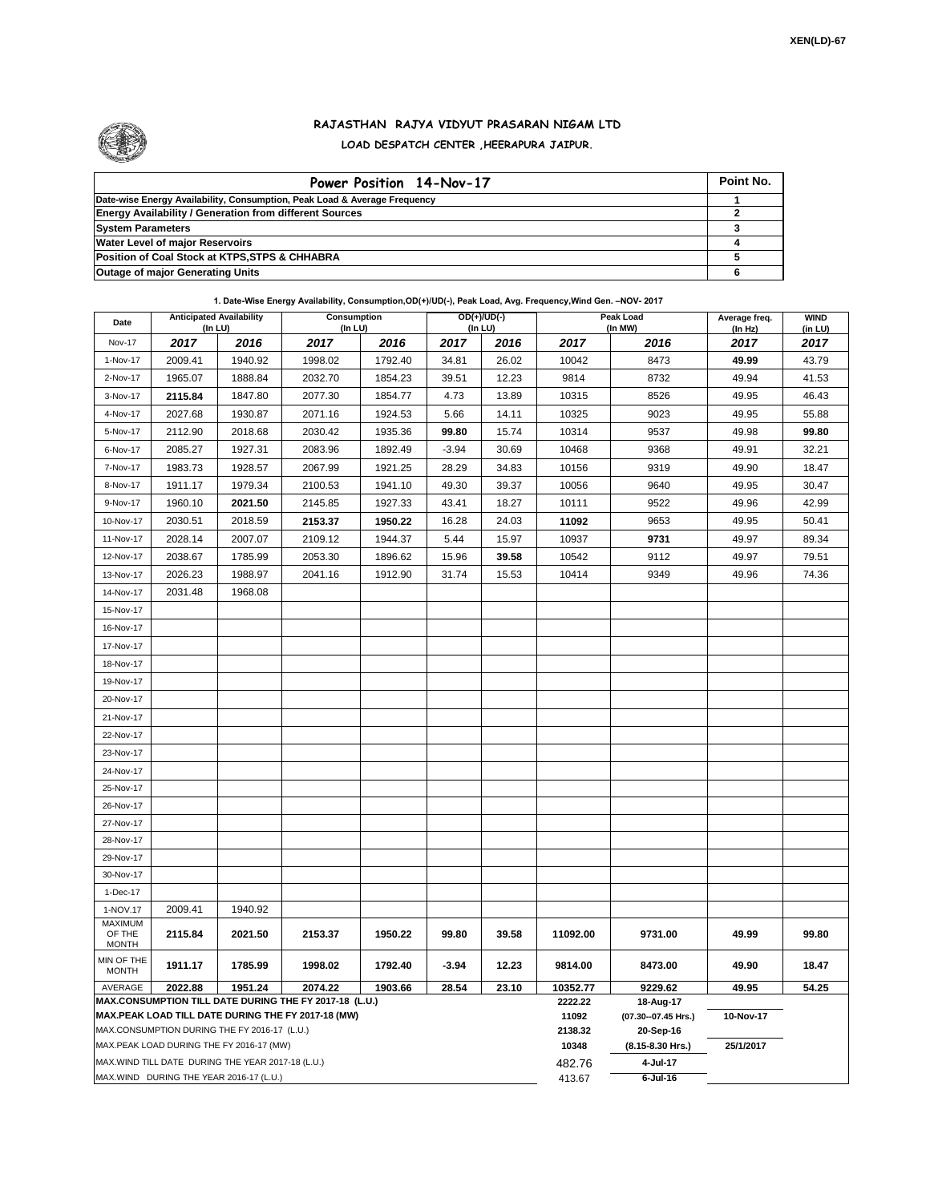XEN(LD)-67

# RAJASTHAN RAJYA VIDYUT PRASARAN NIGAM LTD

## LOAD DESPATCH CENTER ,HEERAPURA JAIPUR.

| Power Position 14-Nov-17 | Point No. |
|---|---|
| Date-wise Energy Availability, Consumption, Peak Load & Average Frequency | 1 |
| Energy Availability / Generation from different Sources | 2 |
| System Parameters | 3 |
| Water Level of major Reservoirs | 4 |
| Position of Coal Stock at KTPS,STPS & CHHABRA | 5 |
| Outage of major Generating Units | 6 |

**1. Date-Wise Energy Availability, Consumption,OD(+)/UD(-), Peak Load, Avg. Frequency,Wind Gen. –NOV- 2017**

| Date | Anticipated Availability (In LU) | | Consumption (In LU) | | OD(+)/UD(-) (In LU) | | Peak Load (In MW) | | Average freq. (In Hz) | WIND (in LU) |
|---|---|---|---|---|---|---|---|---|---|---|
| Nov-17 | 2017 | 2016 | 2017 | 2016 | 2017 | 2016 | 2017 | 2016 | 2017 | 2017 |
| 1-Nov-17 | 2009.41 | 1940.92 | 1998.02 | 1792.40 | 34.81 | 26.02 | 10042 | 8473 | **49.99** | 43.79 |
| 2-Nov-17 | 1965.07 | 1888.84 | 2032.70 | 1854.23 | 39.51 | 12.23 | 9814 | 8732 | 49.94 | 41.53 |
| 3-Nov-17 | **2115.84** | 1847.80 | 2077.30 | 1854.77 | 4.73 | 13.89 | 10315 | 8526 | 49.95 | 46.43 |
| 4-Nov-17 | 2027.68 | 1930.87 | 2071.16 | 1924.53 | 5.66 | 14.11 | 10325 | 9023 | 49.95 | 55.88 |
| 5-Nov-17 | 2112.90 | 2018.68 | 2030.42 | 1935.36 | **99.80** | 15.74 | 10314 | 9537 | 49.98 | **99.80** |
| 6-Nov-17 | 2085.27 | 1927.31 | 2083.96 | 1892.49 | -3.94 | 30.69 | 10468 | 9368 | 49.91 | 32.21 |
| 7-Nov-17 | 1983.73 | 1928.57 | 2067.99 | 1921.25 | 28.29 | 34.83 | 10156 | 9319 | 49.90 | 18.47 |
| 8-Nov-17 | 1911.17 | 1979.34 | 2100.53 | 1941.10 | 49.30 | 39.37 | 10056 | 9640 | 49.95 | 30.47 |
| 9-Nov-17 | 1960.10 | **2021.50** | 2145.85 | 1927.33 | 43.41 | 18.27 | 10111 | 9522 | 49.96 | 42.99 |
| 10-Nov-17 | 2030.51 | 2018.59 | **2153.37** | **1950.22** | 16.28 | 24.03 | **11092** | 9653 | 49.95 | 50.41 |
| 11-Nov-17 | 2028.14 | 2007.07 | 2109.12 | 1944.37 | 5.44 | 15.97 | 10937 | **9731** | 49.97 | 89.34 |
| 12-Nov-17 | 2038.67 | 1785.99 | 2053.30 | 1896.62 | 15.96 | **39.58** | 10542 | 9112 | 49.97 | 79.51 |
| 13-Nov-17 | 2026.23 | 1988.97 | 2041.16 | 1912.90 | 31.74 | 15.53 | 10414 | 9349 | 49.96 | 74.36 |
| 14-Nov-17 | 2031.48 | 1968.08 | | | | | | | | |
| 15-Nov-17 | | | | | | | | | | |
| 16-Nov-17 | | | | | | | | | | |
| 17-Nov-17 | | | | | | | | | | |
| 18-Nov-17 | | | | | | | | | | |
| 19-Nov-17 | | | | | | | | | | |
| 20-Nov-17 | | | | | | | | | | |
| 21-Nov-17 | | | | | | | | | | |
| 22-Nov-17 | | | | | | | | | | |
| 23-Nov-17 | | | | | | | | | | |
| 24-Nov-17 | | | | | | | | | | |
| 25-Nov-17 | | | | | | | | | | |
| 26-Nov-17 | | | | | | | | | | |
| 27-Nov-17 | | | | | | | | | | |
| 28-Nov-17 | | | | | | | | | | |
| 29-Nov-17 | | | | | | | | | | |
| 30-Nov-17 | | | | | | | | | | |
| 1-Dec-17 | | | | | | | | | | |
| 1-NOV.17 | 2009.41 | 1940.92 | | | | | | | | |
| MAXIMUM OF THE MONTH | **2115.84** | **2021.50** | **2153.37** | **1950.22** | **99.80** | **39.58** | **11092.00** | **9731.00** | **49.99** | **99.80** |
| MIN OF THE MONTH | **1911.17** | **1785.99** | **1998.02** | **1792.40** | **-3.94** | **12.23** | **9814.00** | **8473.00** | **49.90** | **18.47** |
| AVERAGE | **2022.88** | **1951.24** | **2074.22** | **1903.66** | **28.54** | **23.10** | **10352.77** | **9229.62** | **49.95** | **54.25** |
| **MAX.CONSUMPTION TILL DATE DURING THE FY 2017-18 (L.U.)** | | | | | | | **2222.22** | **18-Aug-17** | | |
| **MAX.PEAK LOAD TILL DATE DURING THE FY 2017-18 (MW)** | | | | | | | **11092** | **(07.30--07.45 Hrs.)** | **10-Nov-17** | |
| MAX.CONSUMPTION DURING THE FY 2016-17 (L.U.) | | | | | | | **2138.32** | **20-Sep-16** | | |
| MAX.PEAK LOAD DURING THE FY 2016-17 (MW) | | | | | | | **10348** | **(8.15-8.30 Hrs.)** | **25/1/2017** | |
| MAX.WIND TILL DATE DURING THE YEAR 2017-18 (L.U.) | | | | | | | 482.76 | **4-Jul-17** | | |
| MAX.WIND DURING THE YEAR 2016-17 (L.U.) | | | | | | | 413.67 | **6-Jul-16** | | |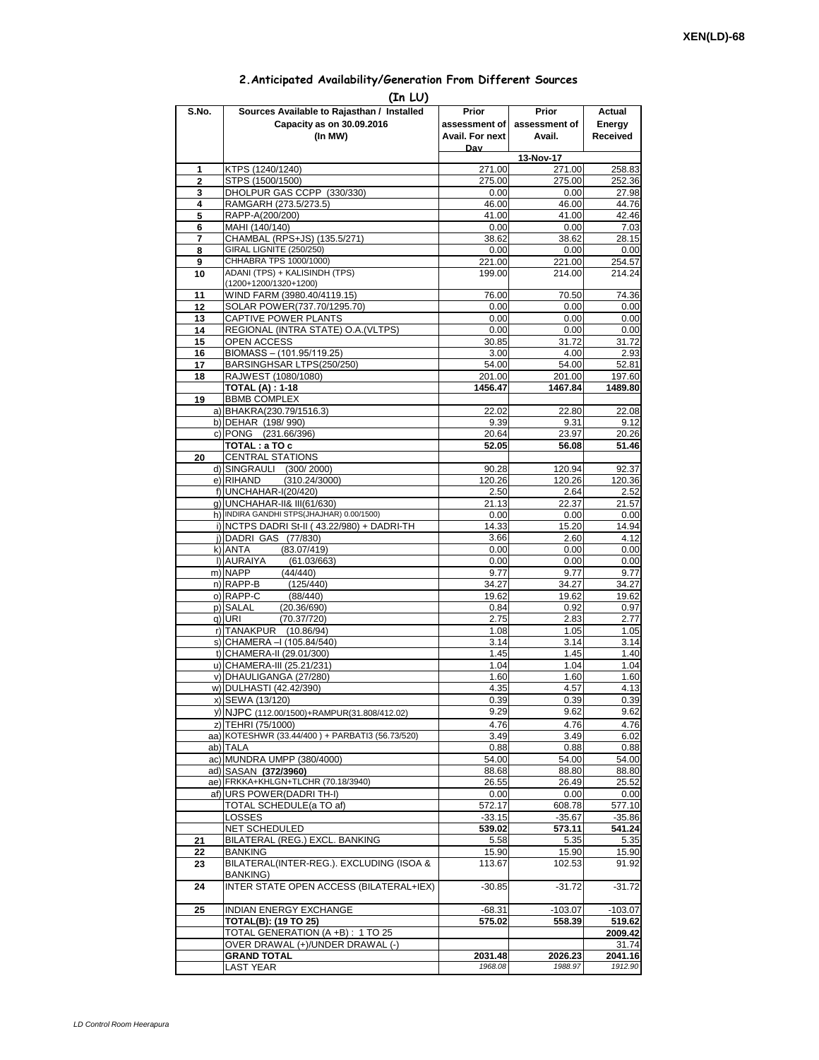XEN(LD)-68

## 2.Anticipated Availability/Generation From Different Sources

**(In LU)**

| S.No. | Sources Available to Rajasthan / Installed Capacity as on 30.09.2016 (In MW) | Prior assessment of Avail. For next Day | Prior assessment of Avail. | Actual Energy Received |
|---|---|---|---|---|
| | | | 13-Nov-17 | |
| 1 | KTPS (1240/1240) | 271.00 | 271.00 | 258.83 |
| 2 | STPS (1500/1500) | 275.00 | 275.00 | 252.36 |
| 3 | DHOLPUR GAS CCPP (330/330) | 0.00 | 0.00 | 27.98 |
| 4 | RAMGARH (273.5/273.5) | 46.00 | 46.00 | 44.76 |
| 5 | RAPP-A(200/200) | 41.00 | 41.00 | 42.46 |
| 6 | MAHI (140/140) | 0.00 | 0.00 | 7.03 |
| 7 | CHAMBAL (RPS+JS) (135.5/271) | 38.62 | 38.62 | 28.15 |
| 8 | GIRAL LIGNITE (250/250) | 0.00 | 0.00 | 0.00 |
| 9 | CHHABRA TPS 1000/1000) | 221.00 | 221.00 | 254.57 |
| 10 | ADANI (TPS) + KALISINDH (TPS) (1200+1200/1320+1200) | 199.00 | 214.00 | 214.24 |
| 11 | WIND FARM (3980.40/4119.15) | 76.00 | 70.50 | 74.36 |
| 12 | SOLAR POWER(737.70/1295.70) | 0.00 | 0.00 | 0.00 |
| 13 | CAPTIVE POWER PLANTS | 0.00 | 0.00 | 0.00 |
| 14 | REGIONAL (INTRA STATE) O.A.(VLTPS) | 0.00 | 0.00 | 0.00 |
| 15 | OPEN ACCESS | 30.85 | 31.72 | 31.72 |
| 16 | BIOMASS – (101.95/119.25) | 3.00 | 4.00 | 2.93 |
| 17 | BARSINGHSAR LTPS(250/250) | 54.00 | 54.00 | 52.81 |
| 18 | RAJWEST (1080/1080) | 201.00 | 201.00 | 197.60 |
| | **TOTAL (A) : 1-18** | **1456.47** | **1467.84** | **1489.80** |
| 19 | BBMB COMPLEX | | | |
| | a) BHAKRA(230.79/1516.3) | 22.02 | 22.80 | 22.08 |
| | b) DEHAR (198/ 990) | 9.39 | 9.31 | 9.12 |
| | c) PONG (231.66/396) | 20.64 | 23.97 | 20.26 |
| | **TOTAL : a TO c** | **52.05** | **56.08** | **51.46** |
| 20 | CENTRAL STATIONS | | | |
| | d) SINGRAULI (300/ 2000) | 90.28 | 120.94 | 92.37 |
| | e) RIHAND (310.24/3000) | 120.26 | 120.26 | 120.36 |
| | f) UNCHAHAR-I(20/420) | 2.50 | 2.64 | 2.52 |
| | g) UNCHAHAR-II& III(61/630) | 21.13 | 22.37 | 21.57 |
| | h) INDIRA GANDHI STPS(JHAJHAR) 0.00/1500) | 0.00 | 0.00 | 0.00 |
| | i) NCTPS DADRI St-II ( 43.22/980) + DADRI-TH | 14.33 | 15.20 | 14.94 |
| | j) DADRI GAS (77/830) | 3.66 | 2.60 | 4.12 |
| | k) ANTA (83.07/419) | 0.00 | 0.00 | 0.00 |
| | l) AURAIYA (61.03/663) | 0.00 | 0.00 | 0.00 |
| | m) NAPP (44/440) | 9.77 | 9.77 | 9.77 |
| | n) RAPP-B (125/440) | 34.27 | 34.27 | 34.27 |
| | o) RAPP-C (88/440) | 19.62 | 19.62 | 19.62 |
| | p) SALAL (20.36/690) | 0.84 | 0.92 | 0.97 |
| | q) URI (70.37/720) | 2.75 | 2.83 | 2.77 |
| | r) TANAKPUR (10.86/94) | 1.08 | 1.05 | 1.05 |
| | s) CHAMERA –I (105.84/540) | 3.14 | 3.14 | 3.14 |
| | t) CHAMERA-II (29.01/300) | 1.45 | 1.45 | 1.40 |
| | u) CHAMERA-III (25.21/231) | 1.04 | 1.04 | 1.04 |
| | v) DHAULIGANGA (27/280) | 1.60 | 1.60 | 1.60 |
| | w) DULHASTI (42.42/390) | 4.35 | 4.57 | 4.13 |
| | x) SEWA (13/120) | 0.39 | 0.39 | 0.39 |
| | y) NJPC (112.00/1500)+RAMPUR(31.808/412.02) | 9.29 | 9.62 | 9.62 |
| | z) TEHRI (75/1000) | 4.76 | 4.76 | 4.76 |
| | aa) KOTESHWR (33.44/400 ) + PARBATI3 (56.73/520) | 3.49 | 3.49 | 6.02 |
| | ab) TALA | 0.88 | 0.88 | 0.88 |
| | ac) MUNDRA UMPP (380/4000) | 54.00 | 54.00 | 54.00 |
| | ad) SASAN **(372/3960)** | 88.68 | 88.80 | 88.80 |
| | ae) FRKKA+KHLGN+TLCHR (70.18/3940) | 26.55 | 26.49 | 25.52 |
| | af) URS POWER(DADRI TH-I) | 0.00 | 0.00 | 0.00 |
| | TOTAL SCHEDULE(a TO af) | 572.17 | 608.78 | 577.10 |
| | LOSSES | -33.15 | -35.67 | -35.86 |
| | NET SCHEDULED | **539.02** | **573.11** | **541.24** |
| 21 | BILATERAL (REG.) EXCL. BANKING | 5.58 | 5.35 | 5.35 |
| 22 | BANKING | 15.90 | 15.90 | 15.90 |
| 23 | BILATERAL(INTER-REG.). EXCLUDING (ISOA & BANKING) | 113.67 | 102.53 | 91.92 |
| 24 | INTER STATE OPEN ACCESS (BILATERAL+IEX) | -30.85 | -31.72 | -31.72 |
| 25 | INDIAN ENERGY EXCHANGE | -68.31 | -103.07 | -103.07 |
| | **TOTAL(B): (19 TO 25)** | **575.02** | **558.39** | **519.62** |
| | TOTAL GENERATION (A +B) : 1 TO 25 | | | **2009.42** |
| | OVER DRAWAL (+)/UNDER DRAWAL (-) | | | 31.74 |
| | **GRAND TOTAL** | **2031.48** | **2026.23** | **2041.16** |
| | LAST YEAR | *1968.08* | *1988.97* | *1912.90* |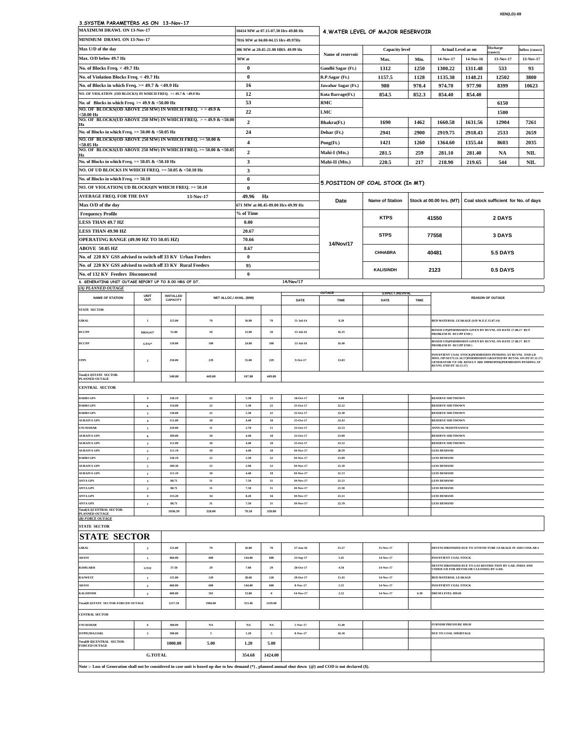XEN(LD)-69

### 3.SYSTEM PARAMETERS AS ON 13-Nov-17

| | |
|---|---|
| MAXIMUM DRAWL ON 13-Nov-17 | 10414 MW at 07.15-07.30 Hrs 49.88 Hz |
| MINIMUM DRAWL ON 13-Nov-17 | 7016 MW at 04.00-04.15 Hrs 49.97Hz |
| Max U/D of the day | 306 MW at 20.45-21.00 HRS. 49.99 Hz |
| Max. O/D below 49.7 Hz | MW at |
| No. of Blocks Freq. < 49.7 Hz | 0 |
| No. of Violation Blocks Freq. < 49.7 Hz | 0 |
| No. of Blocks in which Freq. >= 49.7 & <49.9 Hz | 16 |
| NO. OF VIOLATION (OD BLOCKS) IN WHICH FREQ. >= 49.7 & <49.9 Hz | 12 |
| No. of Blocks in which Freq. >= 49.9 & <50.00 Hz | 53 |
| NO. OF BLOCKS(OD ABOVE 250 MW) IN WHICH FREQ. > = 49.9 & <50.00 Hz | 22 |
| NO. OF BLOCKS(UD ABOVE 250 MW) IN WHICH FREQ. > = 49.9 & <50.00 Hz | 2 |
| No. of Blocks in which Freq. >= 50.00 & <50.05 Hz | 24 |
| NO. OF BLOCKS(OD ABOVE 250 MW) IN WHICH FREQ. >= 50.00 & <50.05 Hz | 4 |
| NO. OF BLOCKS(UD ABOVE 250 MW) IN WHICH FREQ. >= 50.00 & <50.05 Hz | 2 |
| No. of Blocks in which Freq. >= 50.05 & <50.10 Hz | 3 |
| NO. OF UD BLOCKS IN WHICH FREQ. >= 50.05 & <50.10 Hz | 3 |
| No. of Blocks in which Freq. >= 50.10 | 0 |
| NO. OF VIOLATION( UD BLOCKS)IN WHICH FREQ. >= 50.10 | 0 |
| AVERAGE FREQ. FOR THE DAY 13-Nov-17 | 49.96 Hz |
| Max O/D of the day | 671 MW at 08.45-09.00 Hrs 49.99 Hz |
| Frequency Profile | % of Time |
| LESS THAN 49.7 HZ | 0.00 |
| LESS THAN 49.90 HZ | 20.67 |
| OPERATING RANGE (49.90 HZ TO 50.05 HZ) | 70.66 |
| ABOVE 50.05 HZ | 8.67 |
| No. of 220 KV GSS advised to switch off 33 KV Urban Feeders | 0 |
| No. of 220 KV GSS advised to switch off 33 KV Rural Feeders | 95 |
| No. of 132 KV Feeders Disconnected | 0 |

### 4.WATER LEVEL OF MAJOR RESERVOIR

| Name of reservoir | Capacity level | | Actual Level as on | | Discharge (cusecs) | Inflow (cusecs) |
|---|---|---|---|---|---|---|
| | Max. | Min. | 14-Nov-17 | 14-Nov-16 | 13-Nov-17 | 13-Nov-17 |
| Gandhi Sagar (Ft.) | 1312 | 1250 | 1300.22 | 1311.48 | 533 | 93 |
| R.P.Sagar (Ft.) | 1157.5 | 1128 | 1135.38 | 1148.21 | 12502 | 3800 |
| Jawahar Sagar (Ft.) | 980 | 970.4 | 974.70 | 977.90 | 8399 | 10623 |
| Kota Barrage(Ft.) | 854.5 | 852.3 | 854.40 | 854.40 | | |
| RMC | | | | | 6150 | |
| LMC | | | | | 1500 | |
| Bhakra(Ft.) | 1690 | 1462 | 1660.58 | 1631.56 | 12904 | 7261 |
| Dehar (Ft.) | 2941 | 2900 | 2919.75 | 2918.43 | 2533 | 2659 |
| Pong(Ft.) | 1421 | 1260 | 1364.60 | 1355.44 | 8603 | 2035 |
| Mahi-I (Mts.) | 281.5 | 259 | 281.10 | 281.40 | NA | NIL |
| Mahi-II (Mts.) | 220.5 | 217 | 218.90 | 219.65 | 544 | NIL |

### 5.POSITION OF COAL STOCK (In MT)

| Date | Name of Station | Stock at 00.00 hrs. (MT) | Coal stock sufficient for No. of days |
|---|---|---|---|
| 14/Nov/17 | KTPS | 41550 | 2 DAYS |
| | STPS | 77558 | 3 DAYS |
| | CHHABRA | 40481 | 5.5 DAYS |
| | KALISINDH | 2123 | 0.5 DAYS |

### 6. GENERATING UNIT OUTAGE REPORT UP TO 8.00 HRS OF DT. 14/Nov/17

*(A) PLANNED OUTAGE*

| NAME OF STATION | UNIT OUT | INSTALLED CAPACITY | NET ALLOC./ AVAIL. (MW) | | | OUTAGE DATE | OUTAGE TIME | EXPECT.REVIVAL DATE | EXPECT.REVIVAL TIME | REASON OF OUTAGE |
|---|---|---|---|---|---|---|---|---|---|---|
| STATE SECTOR | | | | | | | | | | |
| GIRAL | 1 | 125.00 | 70 | 16.80 | 70 | 11-Jul-14 | 8.20 | | | BED MATERIAL LEAKAGE (S/D W.E.F.15.07.14) |
| DCCPP | HRSG#2* | 55.00 | 50 | 12.00 | 50 | 13-Jul-16 | 16.35 | | | BOXED UP)(PERMISSION GIVEN BY RUVNL ON DATE 17.08.17 BUT PROBLEM IN DCCPP END ) |
| DCCPP | GT#2* | 110.00 | 100 | 24.00 | 100 | 13-Jul-16 | 16.40 | | | BOXED UP)(PERMISSION GIVEN BY RUVNL ON DATE 17.08.17 BUT PROBLEM IN DCCPP END ) |
| STPS | 2 | 250.00 | 229 | 55.00 | 229 | 9-Oct-17 | 13.03 | | | INSUFFIENT COAL STOCK(PERMISSION PENDING AT RUVNL END LD MSO. OP/10/571/21.10.17)(PERMISSION GRANTED BY RUVNL ON DT 07.11.17) GENERATOR T/F OIL RESULT ARE IMPROPER(PERMISSION PENDING AT RUVNL END DT 10.11.17) |
| Total(A I)STATE SECTOR-PLANNED OUTAGE | | 540.00 | 449.00 | 107.80 | 449.00 | | | | | |
| CENTRAL SECTOR | | | | | | | | | | |
| DADRI GPS | 4 | 130.19 | 22 | 5.30 | 22 | 18-Oct-17 | 6.00 | | | RESERVE SHUTDOWN |
| DADRI GPS | 6 | 154.00 | 22 | 5.30 | 22 | 25-Oct-17 | 22.22 | | | RESERVE SHUTDOWN |
| DADRI GPS | 3 | 130.00 | 22 | 5.30 | 22 | 25-Oct-17 | 22.30 | | | RESERVE SHUTDOWN |
| AURAIYA GPS | 4 | 111.00 | 18 | 4.40 | 18 | 25-Oct-17 | 22.43 | | | RESERVE SHUTDOWN |
| UNCHAHAR | 1 | 210.00 | 11 | 2.70 | 11 | 25-Oct-17 | 22.53 | | | ANNUAL MAINTENANCE |
| AURAIYA GPS | 6 | 109.00 | 18 | 4.40 | 18 | 25-Oct-17 | 23.09 | | | RESERVE SHUTDOWN |
| AURAIYA GPS | 3 | 111.00 | 18 | 4.40 | 18 | 25-Oct-17 | 23.12 | | | RESERVE SHUTDOWN |
| AURAIYA GPS | 2 | 111.19 | 18 | 4.40 | 18 | 10-Nov-17 | 20.59 | | | LESS DEMAND |
| DADRI GPS | 2 | 130.19 | 22 | 5.30 | 22 | 10-Nov-17 | 21.09 | | | LESS DEMAND |
| AURAIYA GPS | 5 | 109.30 | 12 | 2.90 | 12 | 10-Nov-17 | 21.10 | | | LESS DEMAND |
| AURAIYA GPS | 1 | 111.19 | 18 | 4.40 | 18 | 10-Nov-17 | 21.13 | | | LESS DEMAND |
| ANTA GPS | 3 | 88.71 | 31 | 7.50 | 31 | 10-Nov-17 | 21.21 | | | LESS DEMAND |
| ANTA GPS | 2 | 88.71 | 31 | 7.50 | 31 | 10-Nov-17 | 21.50 | | | LESS DEMAND |
| ANTA GPS | 4 | 153.20 | 34 | 8.20 | 34 | 10-Nov-17 | 21.51 | | | LESS DEMAND |
| ANTA GPS | 1 | 88.71 | 31 | 7.50 | 31 | 10-Nov-17 | 22.19 | | | LESS DEMAND |
| Total(A-I)CENTRAL SECTOR-PLANNED OUTAGE | | 1836.39 | 328.00 | 79.50 | 328.00 | | | | | |

*(B) FORCE OUTAGE*

STATE SECTOR

| NAME OF STATION | UNIT OUT | INSTALLED CAPACITY | NET ALLOC./ AVAIL. (MW) | | | OUTAGE DATE | OUTAGE TIME | EXPECT.REVIVAL DATE | EXPECT.REVIVAL TIME | REASON OF OUTAGE |
|---|---|---|---|---|---|---|---|---|---|---|
| **STATE SECTOR** | | | | | | | | | | |
| GIRAL | 2 | 125.00 | 70 | 16.80 | 70 | 27-Jan-16 | 15.27 | 15-Nov-17 | | DESYNCHRONIZED DUE TO ATTEND TUBE LEAKAGE IN ASH COOLAR-I |
| ADANI | 1 | 660.00 | 600 | 144.00 | 600 | 23-Sep-17 | 5.45 | 14-Nov-17 | | INSUFFIENT COAL STOCK |
| RAMGARH | GT#2 | 37.50 | 29 | 7.00 | 29 | 28-Oct-17 | 4.50 | 14-Nov-17 | | DESYNCHRONIZED DUE TO GAS RESTRICTION BY GAIL INDIA AND UNDER S/D FOR REVOILOR CLEANING BY GAIL |
| RAJWEST | 1 | 135.00 | 120 | 28.68 | 120 | 29-Oct-17 | 11.45 | 14-Nov-17 | | BED MATERIAL LEAKAGE |
| ADANI | 2 | 660.00 | 600 | 144.00 | 600 | 8-Nov-17 | 5.55 | 14-Nov-17 | | INSUFFIENT COAL STOCK |
| KALISINDH | 2 | 600.00 | 565 | 13.00 | 0 | 14-Nov-17 | 2.52 | 14-Nov-17 | 6.38 | DRUM LEVEL HIGH |
| Total(B I)STATE SECTOR-FORCED OUTAGE | | 2217.50 | 1984.00 | 353.48 | 1419.00 | | | | | |
| CENTRAL SECTOR | | | | | | | | | | |
| UNCHAHAR | 6 | 500.00 | NA | NA | NA | 1-Nov-17 | 15.40 | | | FURNISH PRESSURE HIGH |
| ISTPP(JHAJJAR) | 2 | 500.00 | 5 | 1.20 | 5 | 8-Nov-17 | 16.10 | | | DUE TO COAL SHORTAGE |
| Total(B II)CENTRAL SECTOR-FORCED OUTAGE | | 1000.00 | 5.00 | 1.20 | 5.00 | | | | | |
| G.TOTAL | | | | 354.68 | 1424.00 | | | | | |

Note :- Loss of Generation shall not be considered in case unit is boxed up due to low demand (*) , planned annual shut down (@) and COD is not declared ($).